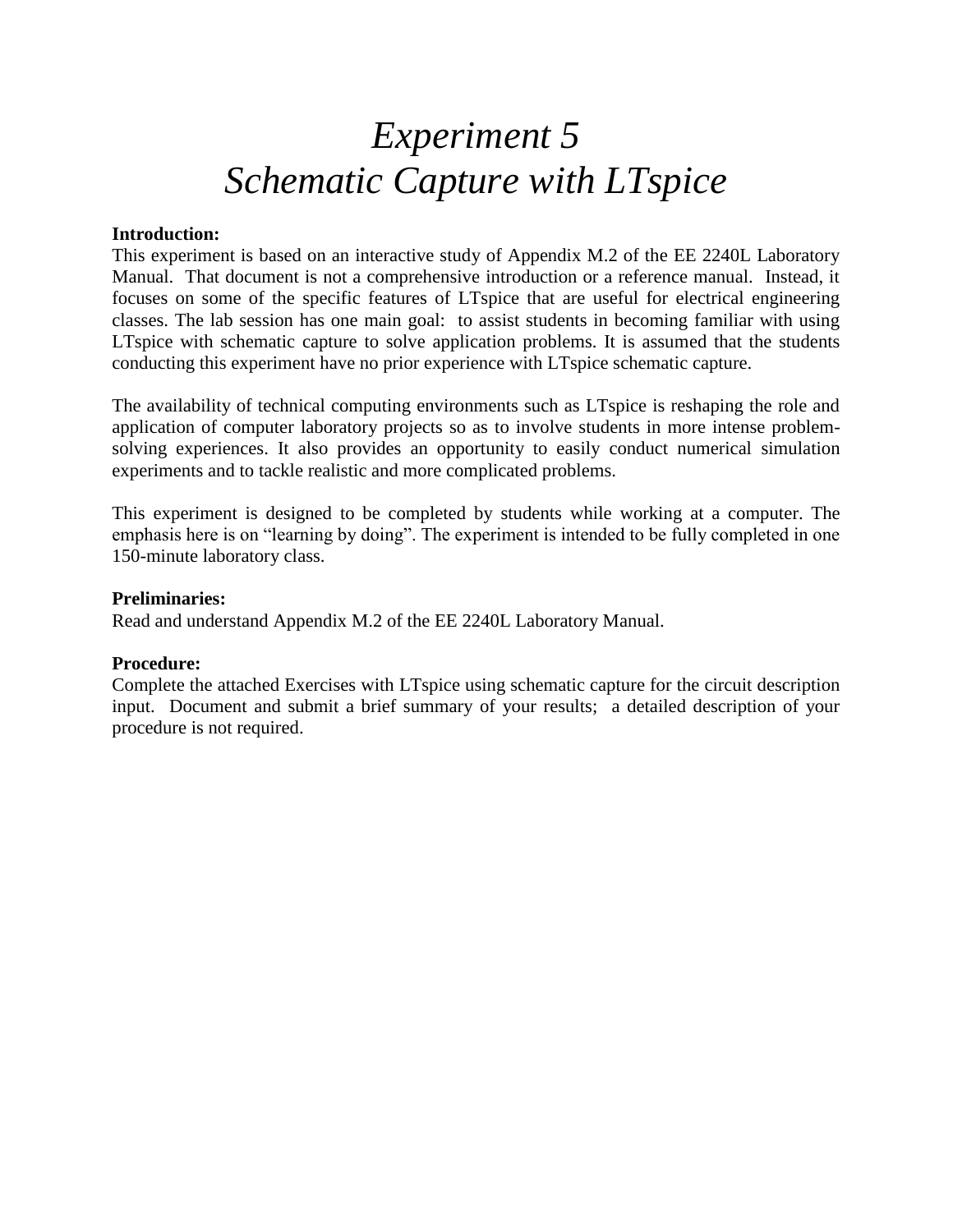# *Experiment 5*
# *Schematic Capture with LTspice*

**Introduction:**
This experiment is based on an interactive study of Appendix M.2 of the EE 2240L Laboratory Manual. That document is not a comprehensive introduction or a reference manual. Instead, it focuses on some of the specific features of LTspice that are useful for electrical engineering classes. The lab session has one main goal: to assist students in becoming familiar with using LTspice with schematic capture to solve application problems. It is assumed that the students conducting this experiment have no prior experience with LTspice schematic capture.

The availability of technical computing environments such as LTspice is reshaping the role and application of computer laboratory projects so as to involve students in more intense problem-solving experiences. It also provides an opportunity to easily conduct numerical simulation experiments and to tackle realistic and more complicated problems.

This experiment is designed to be completed by students while working at a computer. The emphasis here is on "learning by doing". The experiment is intended to be fully completed in one 150-minute laboratory class.

**Preliminaries:**
Read and understand Appendix M.2 of the EE 2240L Laboratory Manual.

**Procedure:**
Complete the attached Exercises with LTspice using schematic capture for the circuit description input. Document and submit a brief summary of your results; a detailed description of your procedure is not required.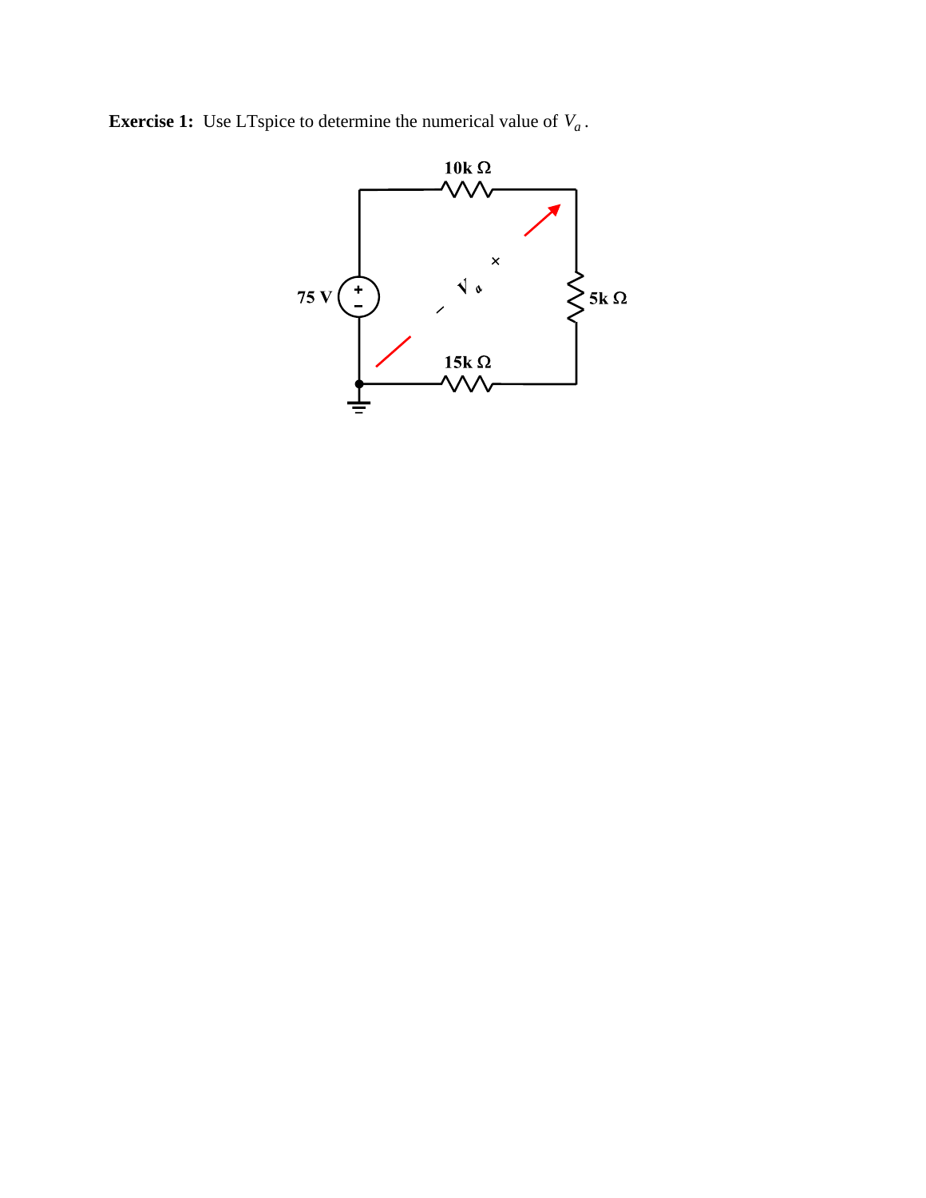**Exercise 1:** Use LTspice to determine the numerical value of $V_a$.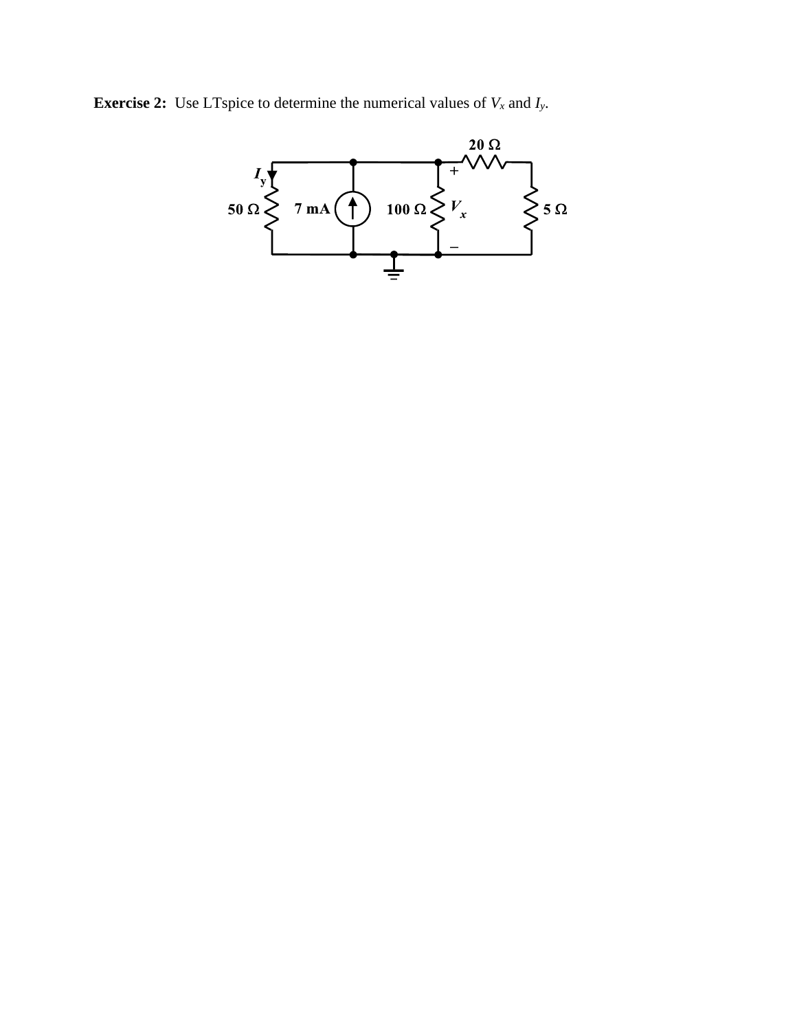**Exercise 2:** Use LTspice to determine the numerical values of $V_x$ and $I_y$.

20 Ω

$I_y$

50 Ω    7 mA    100 Ω    $V_x$    5 Ω

\+

–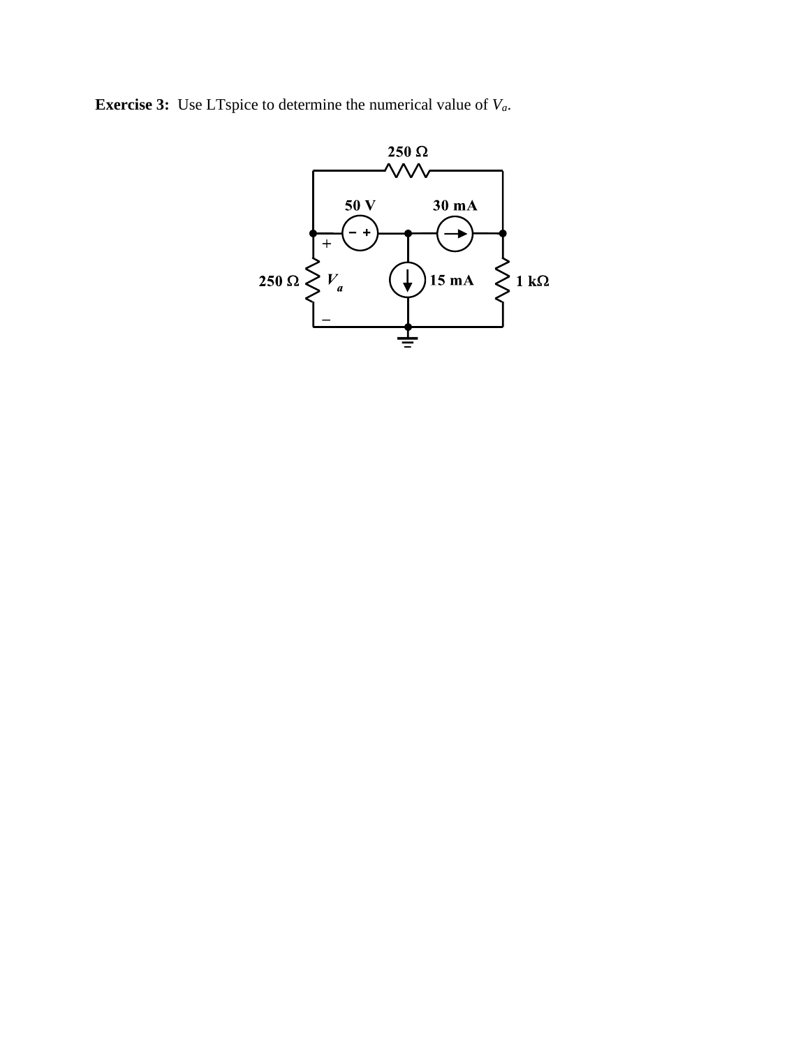**Exercise 3:** Use LTspice to determine the numerical value of $V_a$.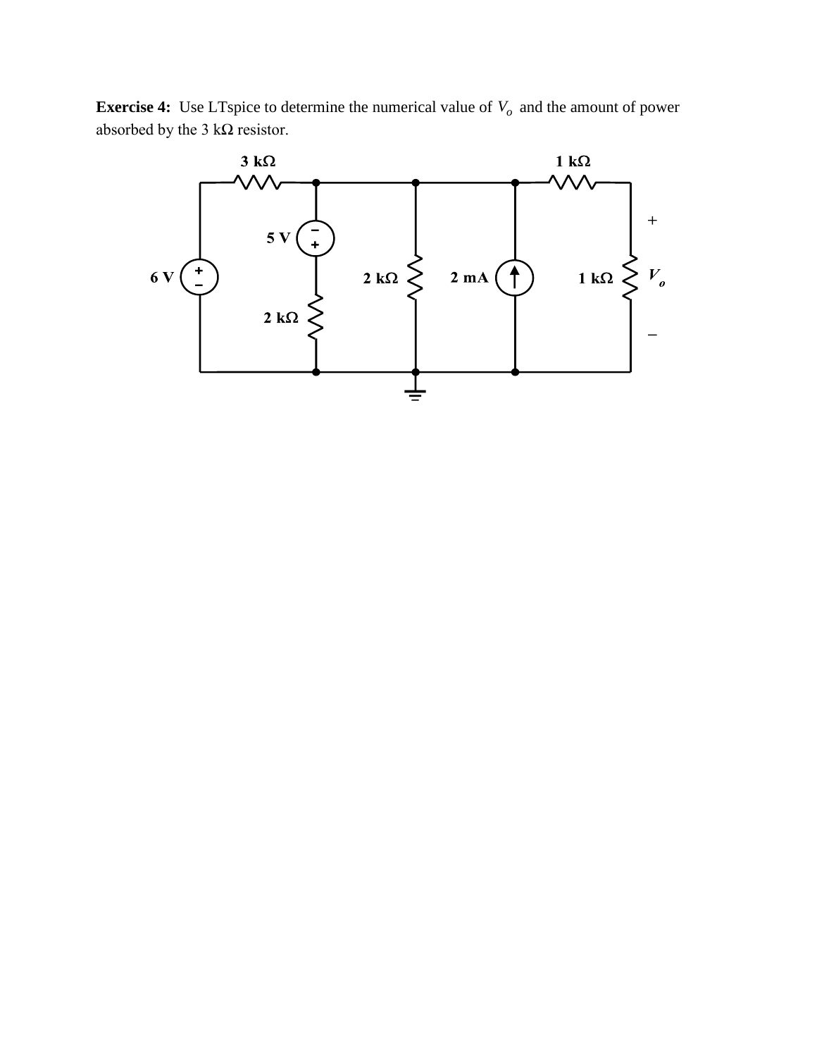**Exercise 4:** Use LTspice to determine the numerical value of $V_o$ and the amount of power absorbed by the 3 kΩ resistor.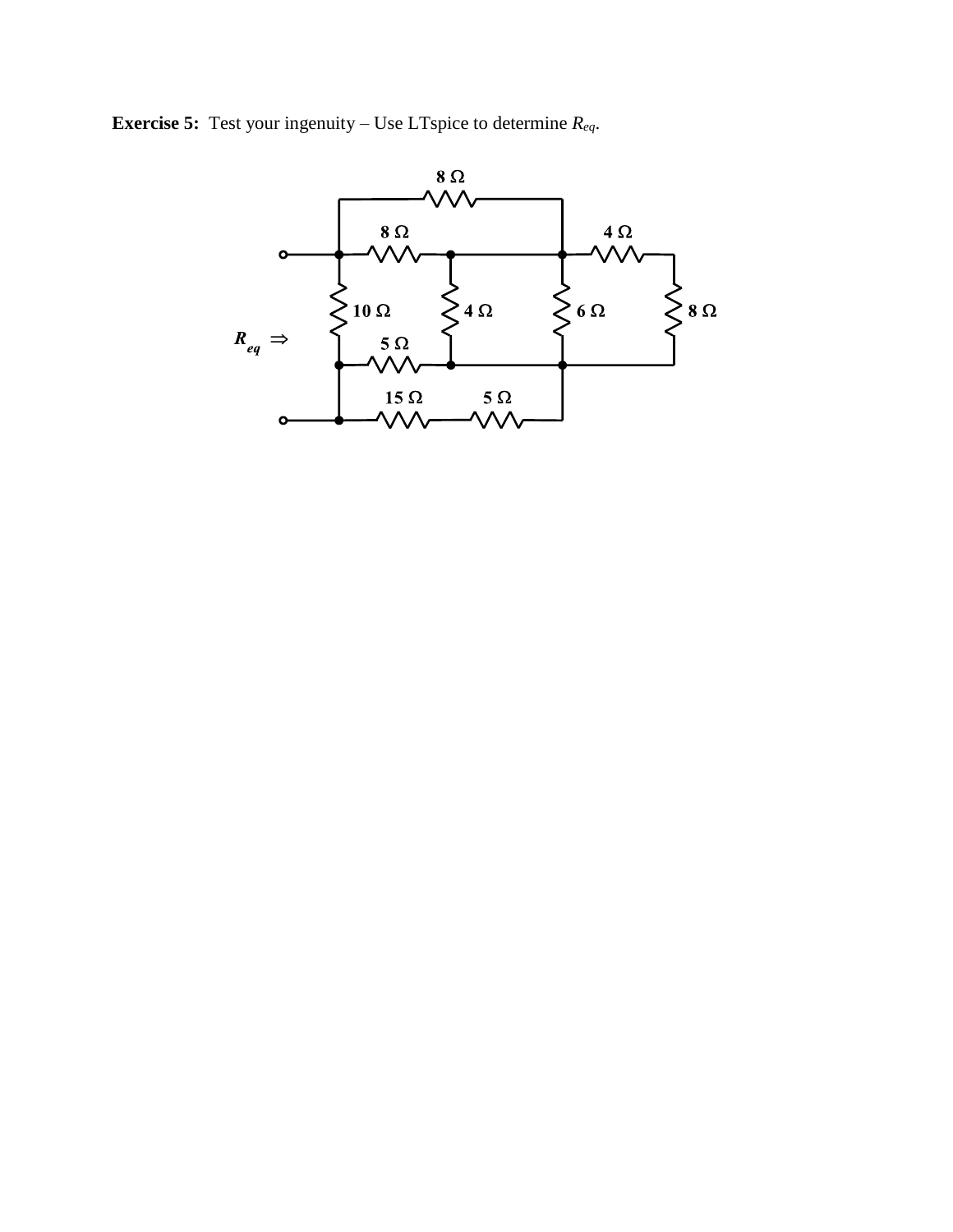**Exercise 5:** Test your ingenuity – Use LTspice to determine $R_{eq}$.

8 Ω

8 Ω

4 Ω

10 Ω

4 Ω

6 Ω

8 Ω

$R_{eq}$ ⇒

5 Ω

15 Ω

5 Ω